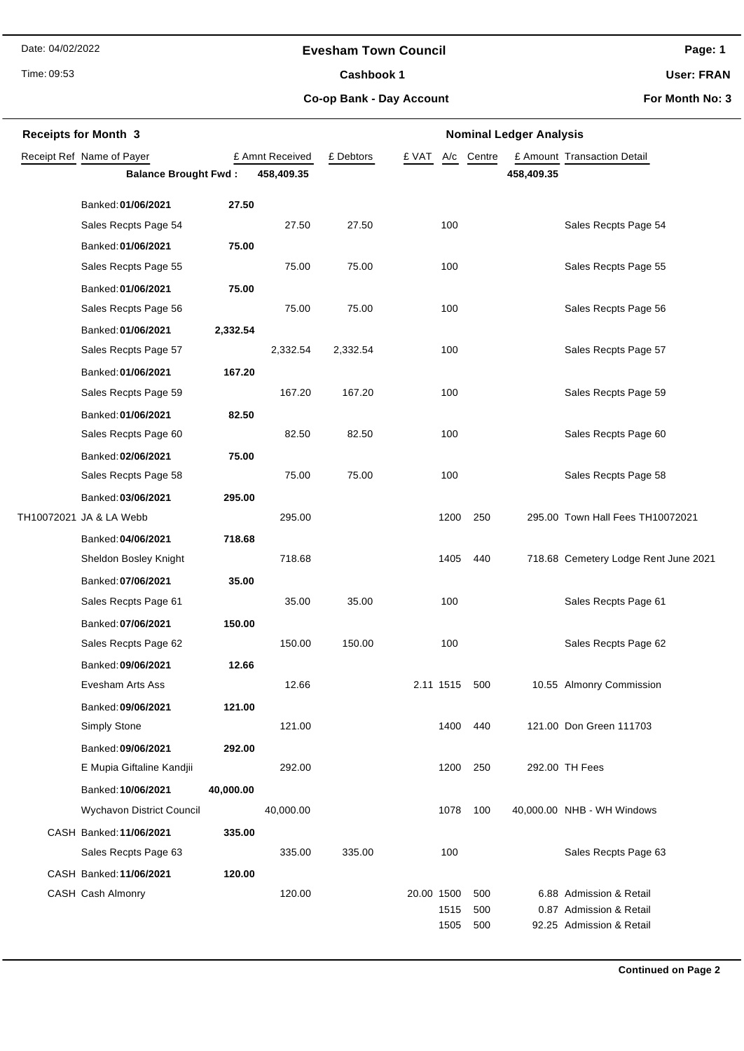**Evesham Town Council**

**Cashbook 1**

**Co-op Bank - Day Account**

Date: 04/02/2022

Time: 09:53

**User: FRAN**

**For Month No: 3**

**Receipts for Month 3** — **Nominal Ledger Analysis**

| Receipt Ref | Name of Payer | | £ Amnt Received | £ Debtors | £ VAT | A/c | Centre | £ Amount | Transaction Detail |
|---|---|---|---|---|---|---|---|---|---|
| | **Balance Brought Fwd :** | | **458,409.35** | | | | | **458,409.35** | |
| | Banked: **01/06/2021** | **27.50** | | | | | | | |
| | Sales Recpts Page 54 | | 27.50 | 27.50 | | 100 | | | Sales Recpts Page 54 |
| | Banked: **01/06/2021** | **75.00** | | | | | | | |
| | Sales Recpts Page 55 | | 75.00 | 75.00 | | 100 | | | Sales Recpts Page 55 |
| | Banked: **01/06/2021** | **75.00** | | | | | | | |
| | Sales Recpts Page 56 | | 75.00 | 75.00 | | 100 | | | Sales Recpts Page 56 |
| | Banked: **01/06/2021** | **2,332.54** | | | | | | | |
| | Sales Recpts Page 57 | | 2,332.54 | 2,332.54 | | 100 | | | Sales Recpts Page 57 |
| | Banked: **01/06/2021** | **167.20** | | | | | | | |
| | Sales Recpts Page 59 | | 167.20 | 167.20 | | 100 | | | Sales Recpts Page 59 |
| | Banked: **01/06/2021** | **82.50** | | | | | | | |
| | Sales Recpts Page 60 | | 82.50 | 82.50 | | 100 | | | Sales Recpts Page 60 |
| | Banked: **02/06/2021** | **75.00** | | | | | | | |
| | Sales Recpts Page 58 | | 75.00 | 75.00 | | 100 | | | Sales Recpts Page 58 |
| | Banked: **03/06/2021** | **295.00** | | | | | | | |
| TH10072021 | JA & LA Webb | | 295.00 | | | 1200 | 250 | 295.00 | Town Hall Fees TH10072021 |
| | Banked: **04/06/2021** | **718.68** | | | | | | | |
| | Sheldon Bosley Knight | | 718.68 | | | 1405 | 440 | 718.68 | Cemetery Lodge Rent June 2021 |
| | Banked: **07/06/2021** | **35.00** | | | | | | | |
| | Sales Recpts Page 61 | | 35.00 | 35.00 | | 100 | | | Sales Recpts Page 61 |
| | Banked: **07/06/2021** | **150.00** | | | | | | | |
| | Sales Recpts Page 62 | | 150.00 | 150.00 | | 100 | | | Sales Recpts Page 62 |
| | Banked: **09/06/2021** | **12.66** | | | | | | | |
| | Evesham Arts Ass | | 12.66 | | 2.11 | 1515 | 500 | 10.55 | Almonry Commission |
| | Banked: **09/06/2021** | **121.00** | | | | | | | |
| | Simply Stone | | 121.00 | | | 1400 | 440 | 121.00 | Don Green 111703 |
| | Banked: **09/06/2021** | **292.00** | | | | | | | |
| | E Mupia Giftaline Kandjii | | 292.00 | | | 1200 | 250 | 292.00 | TH Fees |
| | Banked: **10/06/2021** | **40,000.00** | | | | | | | |
| | Wychavon District Council | | 40,000.00 | | | 1078 | 100 | 40,000.00 | NHB - WH Windows |
| CASH | Banked: **11/06/2021** | **335.00** | | | | | | | |
| | Sales Recpts Page 63 | | 335.00 | 335.00 | | 100 | | | Sales Recpts Page 63 |
| CASH | Banked: **11/06/2021** | **120.00** | | | | | | | |
| CASH | Cash Almonry | | 120.00 | | 20.00 | 1500 | 500 | 6.88 | Admission & Retail |
| | | | | | | 1515 | 500 | 0.87 | Admission & Retail |
| | | | | | | 1505 | 500 | 92.25 | Admission & Retail |

**Continued on Page 2**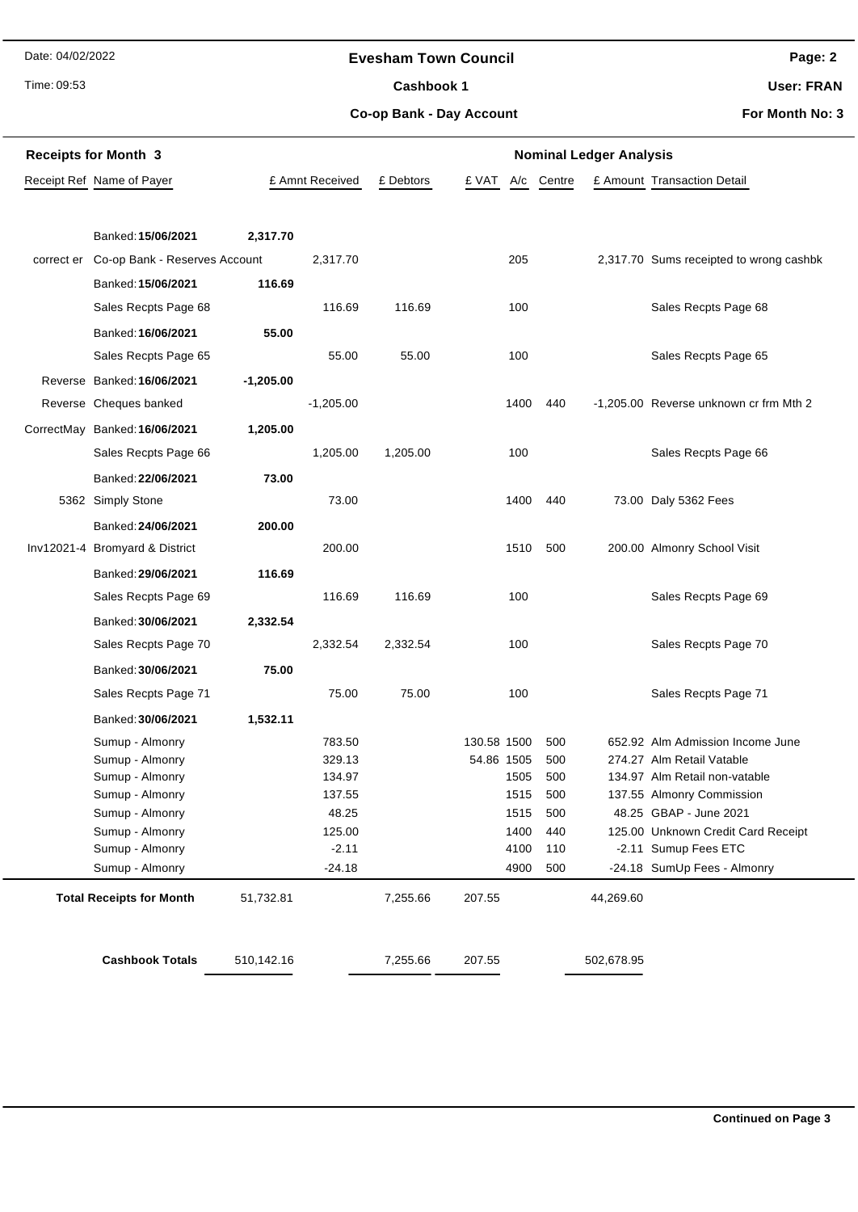# Evesham Town Council

**Cashbook 1**

**Co-op Bank - Day Account**

Date: 04/02/2022
Time: 09:53

**User: FRAN**
**For Month No: 3**

## Receipts for Month 3

**Nominal Ledger Analysis**

| Receipt Ref | Name of Payer | | £ Amnt Received | £ Debtors | £ VAT | A/c | Centre | £ Amount | Transaction Detail |
|---|---|---|---|---|---|---|---|---|---|
| | Banked: **15/06/2021** | **2,317.70** | | | | | | | |
| correct er | Co-op Bank - Reserves Account | | 2,317.70 | | | 205 | | 2,317.70 | Sums receipted to wrong cashbk |
| | Banked: **15/06/2021** | **116.69** | | | | | | | |
| | Sales Recpts Page 68 | | 116.69 | 116.69 | | 100 | | | Sales Recpts Page 68 |
| | Banked: **16/06/2021** | **55.00** | | | | | | | |
| | Sales Recpts Page 65 | | 55.00 | 55.00 | | 100 | | | Sales Recpts Page 65 |
| Reverse | Banked: **16/06/2021** | **-1,205.00** | | | | | | | |
| Reverse | Cheques banked | | -1,205.00 | | | 1400 | 440 | -1,205.00 | Reverse unknown cr frm Mth 2 |
| CorrectMay | Banked: **16/06/2021** | **1,205.00** | | | | | | | |
| | Sales Recpts Page 66 | | 1,205.00 | 1,205.00 | | 100 | | | Sales Recpts Page 66 |
| | Banked: **22/06/2021** | **73.00** | | | | | | | |
| 5362 | Simply Stone | | 73.00 | | | 1400 | 440 | 73.00 | Daly 5362 Fees |
| | Banked: **24/06/2021** | **200.00** | | | | | | | |
| Inv12021-4 | Bromyard & District | | 200.00 | | | 1510 | 500 | 200.00 | Almonry School Visit |
| | Banked: **29/06/2021** | **116.69** | | | | | | | |
| | Sales Recpts Page 69 | | 116.69 | 116.69 | | 100 | | | Sales Recpts Page 69 |
| | Banked: **30/06/2021** | **2,332.54** | | | | | | | |
| | Sales Recpts Page 70 | | 2,332.54 | 2,332.54 | | 100 | | | Sales Recpts Page 70 |
| | Banked: **30/06/2021** | **75.00** | | | | | | | |
| | Sales Recpts Page 71 | | 75.00 | 75.00 | | 100 | | | Sales Recpts Page 71 |
| | Banked: **30/06/2021** | **1,532.11** | | | | | | | |
| | Sumup - Almonry | | 783.50 | | 130.58 | 1500 | 500 | 652.92 | Alm Admission Income June |
| | Sumup - Almonry | | 329.13 | | 54.86 | 1505 | 500 | 274.27 | Alm Retail Vatable |
| | Sumup - Almonry | | 134.97 | | | 1505 | 500 | 134.97 | Alm Retail non-vatable |
| | Sumup - Almonry | | 137.55 | | | 1515 | 500 | 137.55 | Almonry Commission |
| | Sumup - Almonry | | 48.25 | | | 1515 | 500 | 48.25 | GBAP - June 2021 |
| | Sumup - Almonry | | 125.00 | | | 1400 | 440 | 125.00 | Unknown Credit Card Receipt |
| | Sumup - Almonry | | -2.11 | | | 4100 | 110 | -2.11 | Sumup Fees ETC |
| | Sumup - Almonry | | -24.18 | | | 4900 | 500 | -24.18 | SumUp Fees - Almonry |
| | **Total Receipts for Month** | 51,732.81 | | 7,255.66 | 207.55 | | | 44,269.60 | |
| | **Cashbook Totals** | 510,142.16 | | 7,255.66 | 207.55 | | | 502,678.95 | |

**Continued on Page 3**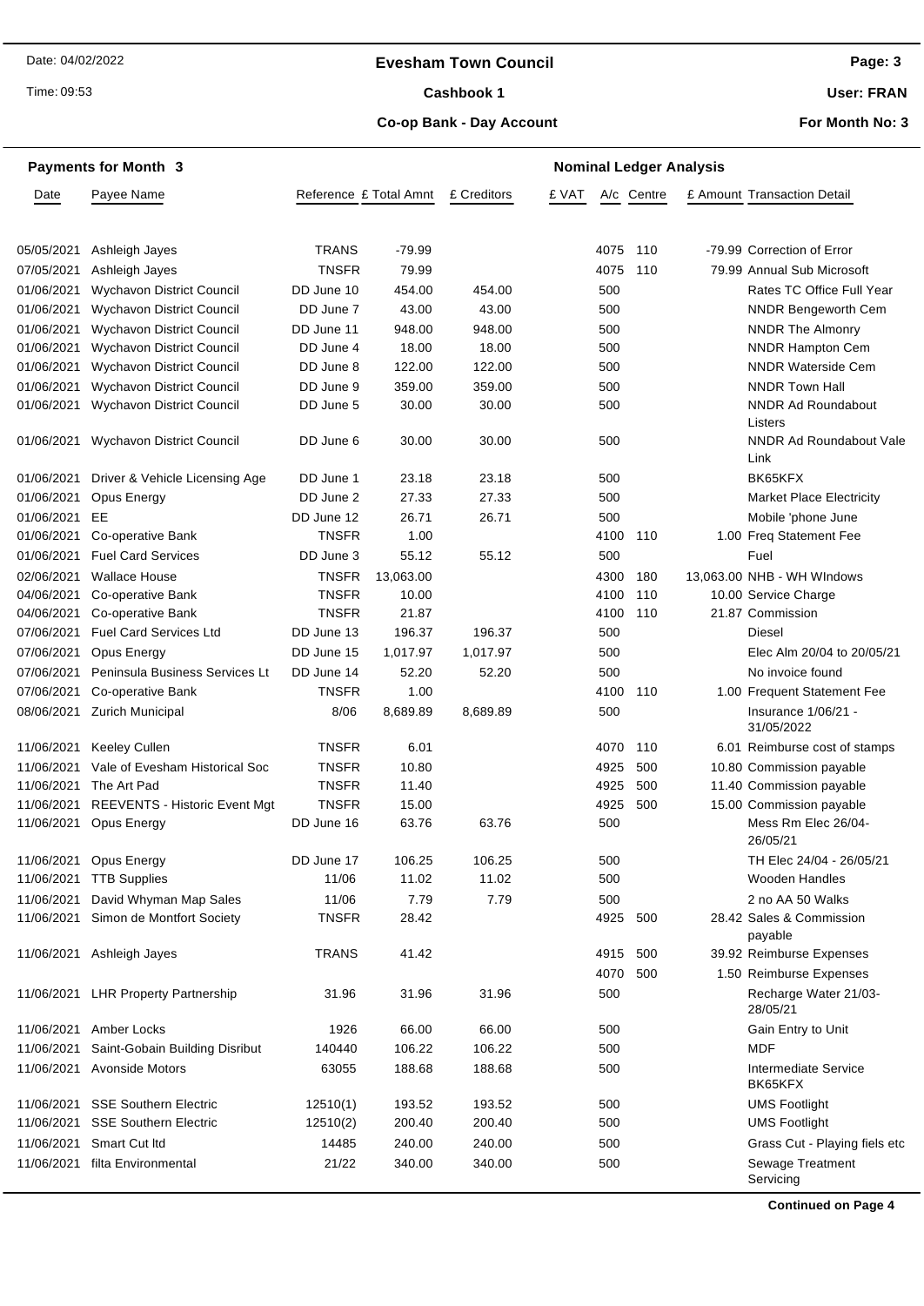# Evesham Town Council

**Cashbook 1**

**Co-op Bank - Day Account**

Date: 04/02/2022
Time: 09:53

**User: FRAN**
**For Month No: 3**

## Payments for Month 3

| Date | Payee Name | Reference | £ Total Amnt | £ Creditors | £ VAT | A/c | Centre | £ Amount | Transaction Detail |
|---|---|---|---|---|---|---|---|---|---|
| 05/05/2021 | Ashleigh Jayes | TRANS | -79.99 | | | 4075 | 110 | -79.99 | Correction of Error |
| 07/05/2021 | Ashleigh Jayes | TNSFR | 79.99 | | | 4075 | 110 | 79.99 | Annual Sub Microsoft |
| 01/06/2021 | Wychavon District Council | DD June 10 | 454.00 | 454.00 | | 500 | | | Rates TC Office Full Year |
| 01/06/2021 | Wychavon District Council | DD June 7 | 43.00 | 43.00 | | 500 | | | NNDR Bengeworth Cem |
| 01/06/2021 | Wychavon District Council | DD June 11 | 948.00 | 948.00 | | 500 | | | NNDR The Almonry |
| 01/06/2021 | Wychavon District Council | DD June 4 | 18.00 | 18.00 | | 500 | | | NNDR Hampton Cem |
| 01/06/2021 | Wychavon District Council | DD June 8 | 122.00 | 122.00 | | 500 | | | NNDR Waterside Cem |
| 01/06/2021 | Wychavon District Council | DD June 9 | 359.00 | 359.00 | | 500 | | | NNDR Town Hall |
| 01/06/2021 | Wychavon District Council | DD June 5 | 30.00 | 30.00 | | 500 | | | NNDR Ad Roundabout Listers |
| 01/06/2021 | Wychavon District Council | DD June 6 | 30.00 | 30.00 | | 500 | | | NNDR Ad Roundabout Vale Link |
| 01/06/2021 | Driver & Vehicle Licensing Age | DD June 1 | 23.18 | 23.18 | | 500 | | | BK65KFX |
| 01/06/2021 | Opus Energy | DD June 2 | 27.33 | 27.33 | | 500 | | | Market Place Electricity |
| 01/06/2021 | EE | DD June 12 | 26.71 | 26.71 | | 500 | | | Mobile 'phone June |
| 01/06/2021 | Co-operative Bank | TNSFR | 1.00 | | | 4100 | 110 | 1.00 | Freq Statement Fee |
| 01/06/2021 | Fuel Card Services | DD June 3 | 55.12 | 55.12 | | 500 | | | Fuel |
| 02/06/2021 | Wallace House | TNSFR | 13,063.00 | | | 4300 | 180 | 13,063.00 | NHB - WH WIndows |
| 04/06/2021 | Co-operative Bank | TNSFR | 10.00 | | | 4100 | 110 | 10.00 | Service Charge |
| 04/06/2021 | Co-operative Bank | TNSFR | 21.87 | | | 4100 | 110 | 21.87 | Commission |
| 07/06/2021 | Fuel Card Services Ltd | DD June 13 | 196.37 | 196.37 | | 500 | | | Diesel |
| 07/06/2021 | Opus Energy | DD June 15 | 1,017.97 | 1,017.97 | | 500 | | | Elec Alm 20/04 to 20/05/21 |
| 07/06/2021 | Peninsula Business Services Lt | DD June 14 | 52.20 | 52.20 | | 500 | | | No invoice found |
| 07/06/2021 | Co-operative Bank | TNSFR | 1.00 | | | 4100 | 110 | 1.00 | Frequent Statement Fee |
| 08/06/2021 | Zurich Municipal | 8/06 | 8,689.89 | 8,689.89 | | 500 | | | Insurance 1/06/21 - 31/05/2022 |
| 11/06/2021 | Keeley Cullen | TNSFR | 6.01 | | | 4070 | 110 | 6.01 | Reimburse cost of stamps |
| 11/06/2021 | Vale of Evesham Historical Soc | TNSFR | 10.80 | | | 4925 | 500 | 10.80 | Commission payable |
| 11/06/2021 | The Art Pad | TNSFR | 11.40 | | | 4925 | 500 | 11.40 | Commission payable |
| 11/06/2021 | REEVENTS - Historic Event Mgt | TNSFR | 15.00 | | | 4925 | 500 | 15.00 | Commission payable |
| 11/06/2021 | Opus Energy | DD June 16 | 63.76 | 63.76 | | 500 | | | Mess Rm Elec 26/04-26/05/21 |
| 11/06/2021 | Opus Energy | DD June 17 | 106.25 | 106.25 | | 500 | | | TH Elec 24/04 - 26/05/21 |
| 11/06/2021 | TTB Supplies | 11/06 | 11.02 | 11.02 | | 500 | | | Wooden Handles |
| 11/06/2021 | David Whyman Map Sales | 11/06 | 7.79 | 7.79 | | 500 | | | 2 no AA 50 Walks |
| 11/06/2021 | Simon de Montfort Society | TNSFR | 28.42 | | | 4925 | 500 | 28.42 | Sales & Commission payable |
| 11/06/2021 | Ashleigh Jayes | TRANS | 41.42 | | | 4915 | 500 | 39.92 | Reimburse Expenses |
| | | | | | | 4070 | 500 | 1.50 | Reimburse Expenses |
| 11/06/2021 | LHR Property Partnership | 31.96 | 31.96 | 31.96 | | 500 | | | Recharge Water 21/03-28/05/21 |
| 11/06/2021 | Amber Locks | 1926 | 66.00 | 66.00 | | 500 | | | Gain Entry to Unit |
| 11/06/2021 | Saint-Gobain Building Disribut | 140440 | 106.22 | 106.22 | | 500 | | | MDF |
| 11/06/2021 | Avonside Motors | 63055 | 188.68 | 188.68 | | 500 | | | Intermediate Service BK65KFX |
| 11/06/2021 | SSE Southern Electric | 12510(1) | 193.52 | 193.52 | | 500 | | | UMS Footlight |
| 11/06/2021 | SSE Southern Electric | 12510(2) | 200.40 | 200.40 | | 500 | | | UMS Footlight |
| 11/06/2021 | Smart Cut ltd | 14485 | 240.00 | 240.00 | | 500 | | | Grass Cut - Playing fiels etc |
| 11/06/2021 | filta Environmental | 21/22 | 340.00 | 340.00 | | 500 | | | Sewage Treatment Servicing |

**Continued on Page 4**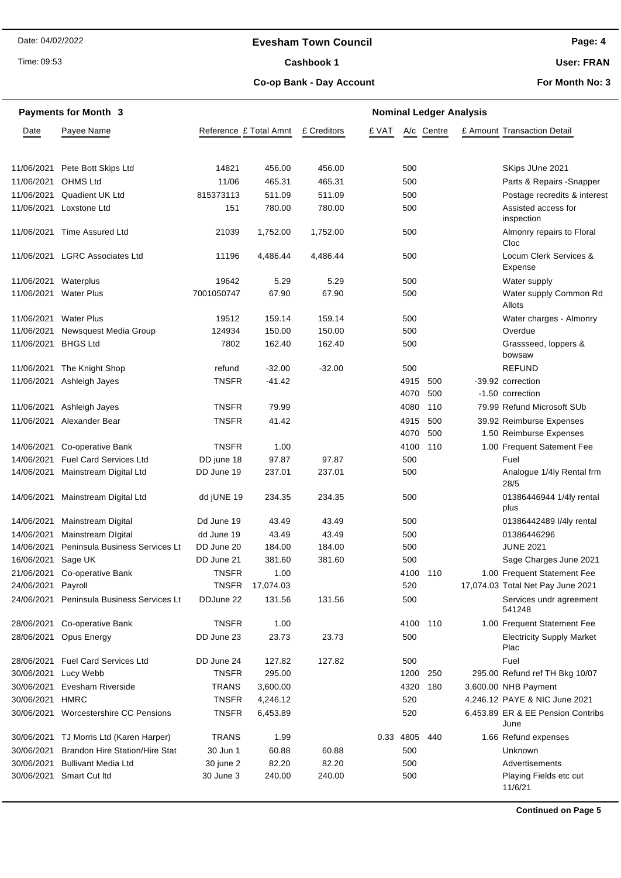**Evesham Town Council**

**Cashbook 1**

**Co-op Bank - Day Account**

Date: 04/02/2022

Time: 09:53

**User: FRAN**

**For Month No: 3**

**Payments for Month 3** — **Nominal Ledger Analysis**

| Date | Payee Name | Reference | £ Total Amnt | £ Creditors | £ VAT | A/c | Centre | £ Amount | Transaction Detail |
|---|---|---|---|---|---|---|---|---|---|
| 11/06/2021 | Pete Bott Skips Ltd | 14821 | 456.00 | 456.00 | | 500 | | | SKips JUne 2021 |
| 11/06/2021 | OHMS Ltd | 11/06 | 465.31 | 465.31 | | 500 | | | Parts & Repairs -Snapper |
| 11/06/2021 | Quadient UK Ltd | 815373113 | 511.09 | 511.09 | | 500 | | | Postage recredits & interest |
| 11/06/2021 | Loxstone Ltd | 151 | 780.00 | 780.00 | | 500 | | | Assisted access for inspection |
| 11/06/2021 | Time Assured Ltd | 21039 | 1,752.00 | 1,752.00 | | 500 | | | Almonry repairs to Floral Cloc |
| 11/06/2021 | LGRC Associates Ltd | 11196 | 4,486.44 | 4,486.44 | | 500 | | | Locum Clerk Services & Expense |
| 11/06/2021 | Waterplus | 19642 | 5.29 | 5.29 | | 500 | | | Water supply |
| 11/06/2021 | Water Plus | 7001050747 | 67.90 | 67.90 | | 500 | | | Water supply Common Rd Allots |
| 11/06/2021 | Water Plus | 19512 | 159.14 | 159.14 | | 500 | | | Water charges - Almonry |
| 11/06/2021 | Newsquest Media Group | 124934 | 150.00 | 150.00 | | 500 | | | Overdue |
| 11/06/2021 | BHGS Ltd | 7802 | 162.40 | 162.40 | | 500 | | | Grassseed, loppers & bowsaw |
| 11/06/2021 | The Knight Shop | refund | -32.00 | -32.00 | | 500 | | | REFUND |
| 11/06/2021 | Ashleigh Jayes | TNSFR | -41.42 | | | 4915 | 500 | -39.92 | correction |
| | | | | | | 4070 | 500 | -1.50 | correction |
| 11/06/2021 | Ashleigh Jayes | TNSFR | 79.99 | | | 4080 | 110 | 79.99 | Refund Microsoft SUb |
| 11/06/2021 | Alexander Bear | TNSFR | 41.42 | | | 4915 | 500 | 39.92 | Reimburse Expenses |
| | | | | | | 4070 | 500 | 1.50 | Reimburse Expenses |
| 14/06/2021 | Co-operative Bank | TNSFR | 1.00 | | | 4100 | 110 | 1.00 | Frequent Satement Fee |
| 14/06/2021 | Fuel Card Services Ltd | DD june 18 | 97.87 | 97.87 | | 500 | | | Fuel |
| 14/06/2021 | Mainstream Digital Ltd | DD June 19 | 237.01 | 237.01 | | 500 | | | Analogue 1/4ly Rental frm 28/5 |
| 14/06/2021 | Mainstream Digital Ltd | dd jUNE 19 | 234.35 | 234.35 | | 500 | | | 01386446944 1/4ly rental plus |
| 14/06/2021 | Mainstream Digital | Dd June 19 | 43.49 | 43.49 | | 500 | | | 01386442489 I/4ly rental |
| 14/06/2021 | Mainstream DIgital | dd June 19 | 43.49 | 43.49 | | 500 | | | 01386446296 |
| 14/06/2021 | Peninsula Business Services Lt | DD June 20 | 184.00 | 184.00 | | 500 | | | JUNE 2021 |
| 16/06/2021 | Sage UK | DD June 21 | 381.60 | 381.60 | | 500 | | | Sage Charges June 2021 |
| 21/06/2021 | Co-operative Bank | TNSFR | 1.00 | | | 4100 | 110 | 1.00 | Frequent Statement Fee |
| 24/06/2021 | Payroll | TNSFR | 17,074.03 | | | 520 | | 17,074.03 | Total Net Pay June 2021 |
| 24/06/2021 | Peninsula Business Services Lt | DDJune 22 | 131.56 | 131.56 | | 500 | | | Services undr agreement 541248 |
| 28/06/2021 | Co-operative Bank | TNSFR | 1.00 | | | 4100 | 110 | 1.00 | Frequent Statement Fee |
| 28/06/2021 | Opus Energy | DD June 23 | 23.73 | 23.73 | | 500 | | | Electricity Supply Market Plac |
| 28/06/2021 | Fuel Card Services Ltd | DD June 24 | 127.82 | 127.82 | | 500 | | | Fuel |
| 30/06/2021 | Lucy Webb | TNSFR | 295.00 | | | 1200 | 250 | 295.00 | Refund ref TH Bkg 10/07 |
| 30/06/2021 | Evesham Riverside | TRANS | 3,600.00 | | | 4320 | 180 | 3,600.00 | NHB Payment |
| 30/06/2021 | HMRC | TNSFR | 4,246.12 | | | 520 | | 4,246.12 | PAYE & NIC June 2021 |
| 30/06/2021 | Worcestershire CC Pensions | TNSFR | 6,453.89 | | | 520 | | 6,453.89 | ER & EE Pension Contribs June |
| 30/06/2021 | TJ Morris Ltd (Karen Harper) | TRANS | 1.99 | | 0.33 | 4805 | 440 | 1.66 | Refund expenses |
| 30/06/2021 | Brandon Hire Station/Hire Stat | 30 Jun 1 | 60.88 | 60.88 | | 500 | | | Unknown |
| 30/06/2021 | Bullivant Media Ltd | 30 june 2 | 82.20 | 82.20 | | 500 | | | Advertisements |
| 30/06/2021 | Smart Cut ltd | 30 June 3 | 240.00 | 240.00 | | 500 | | | Playing Fields etc cut 11/6/21 |

**Continued on Page 5**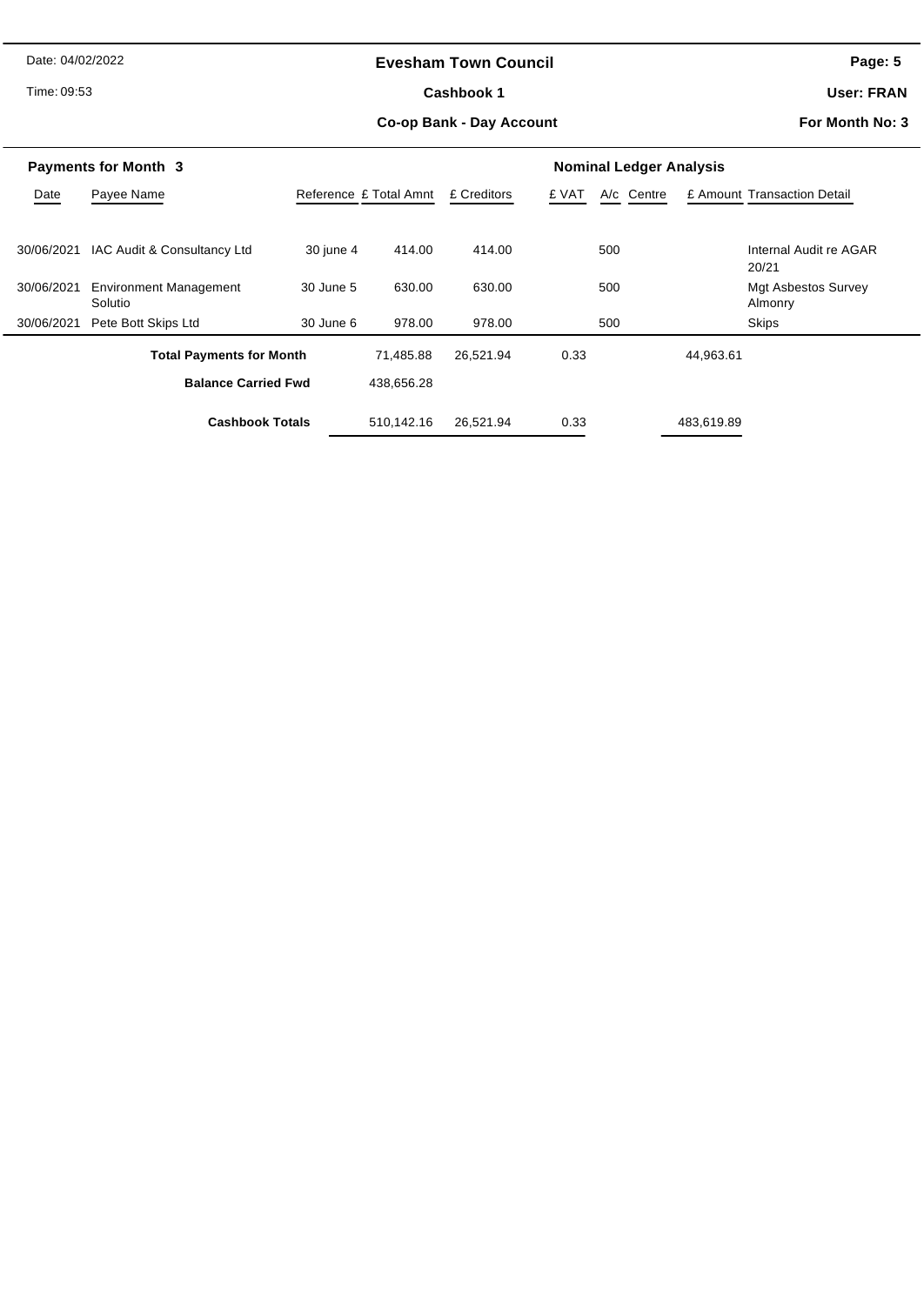**Evesham Town Council**

**Cashbook 1**

**Co-op Bank - Day Account**

Date: 04/02/2022

Time: 09:53

**User: FRAN**

**For Month No: 3**

**Payments for Month 3**

**Nominal Ledger Analysis**

| Date | Payee Name | Reference | £ Total Amnt | £ Creditors | £ VAT | A/c | Centre | £ Amount | Transaction Detail |
|---|---|---|---|---|---|---|---|---|---|
| 30/06/2021 | IAC Audit & Consultancy Ltd | 30 june 4 | 414.00 | 414.00 | | 500 | | | Internal Audit re AGAR 20/21 |
| 30/06/2021 | Environment Management Solutio | 30 June 5 | 630.00 | 630.00 | | 500 | | | Mgt Asbestos Survey Almonry |
| 30/06/2021 | Pete Bott Skips Ltd | 30 June 6 | 978.00 | 978.00 | | 500 | | | Skips |
| | **Total Payments for Month** | | 71,485.88 | 26,521.94 | 0.33 | | | 44,963.61 | |
| | **Balance Carried Fwd** | | 438,656.28 | | | | | | |
| | **Cashbook Totals** | | 510,142.16 | 26,521.94 | 0.33 | | | 483,619.89 | |